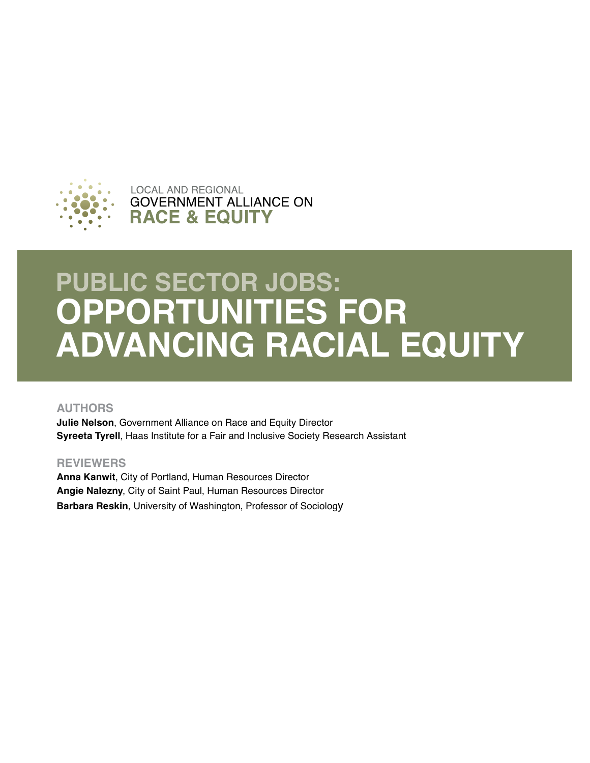LOCAL AND REGIONAL
GOVERNMENT ALLIANCE ON
**RACE & EQUITY**

# PUBLIC SECTOR JOBS: OPPORTUNITIES FOR ADVANCING RACIAL EQUITY

## AUTHORS

**Julie Nelson**, Government Alliance on Race and Equity Director
**Syreeta Tyrell**, Haas Institute for a Fair and Inclusive Society Research Assistant

## REVIEWERS

**Anna Kanwit**, City of Portland, Human Resources Director
**Angie Nalezny**, City of Saint Paul, Human Resources Director
**Barbara Reskin**, University of Washington, Professor of Sociology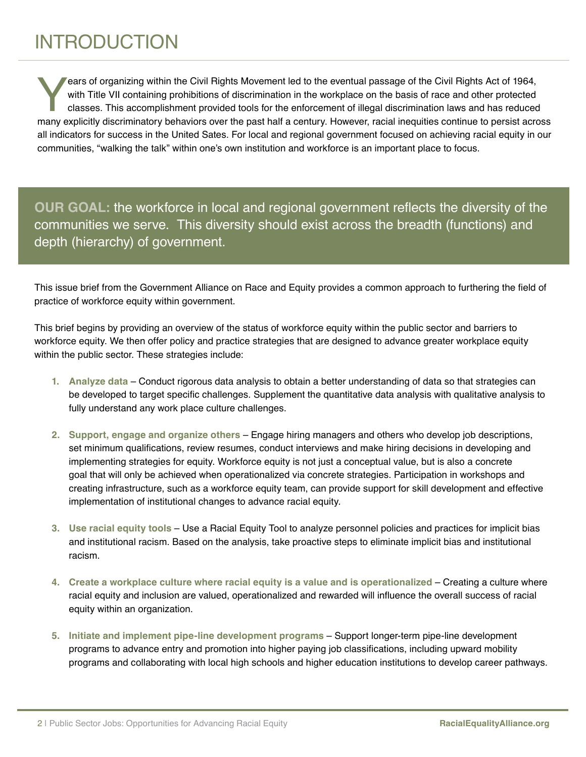# INTRODUCTION

Years of organizing within the Civil Rights Movement led to the eventual passage of the Civil Rights Act of 1964, with Title VII containing prohibitions of discrimination in the workplace on the basis of race and other protected classes. This accomplishment provided tools for the enforcement of illegal discrimination laws and has reduced many explicitly discriminatory behaviors over the past half a century. However, racial inequities continue to persist across all indicators for success in the United Sates. For local and regional government focused on achieving racial equity in our communities, "walking the talk" within one's own institution and workforce is an important place to focus.

**OUR GOAL:** the workforce in local and regional government reflects the diversity of the communities we serve. This diversity should exist across the breadth (functions) and depth (hierarchy) of government.

This issue brief from the Government Alliance on Race and Equity provides a common approach to furthering the field of practice of workforce equity within government.

This brief begins by providing an overview of the status of workforce equity within the public sector and barriers to workforce equity. We then offer policy and practice strategies that are designed to advance greater workplace equity within the public sector. These strategies include:

1. **Analyze data** – Conduct rigorous data analysis to obtain a better understanding of data so that strategies can be developed to target specific challenges. Supplement the quantitative data analysis with qualitative analysis to fully understand any work place culture challenges.
2. **Support, engage and organize others** – Engage hiring managers and others who develop job descriptions, set minimum qualifications, review resumes, conduct interviews and make hiring decisions in developing and implementing strategies for equity. Workforce equity is not just a conceptual value, but is also a concrete goal that will only be achieved when operationalized via concrete strategies. Participation in workshops and creating infrastructure, such as a workforce equity team, can provide support for skill development and effective implementation of institutional changes to advance racial equity.
3. **Use racial equity tools** – Use a Racial Equity Tool to analyze personnel policies and practices for implicit bias and institutional racism. Based on the analysis, take proactive steps to eliminate implicit bias and institutional racism.
4. **Create a workplace culture where racial equity is a value and is operationalized** – Creating a culture where racial equity and inclusion are valued, operationalized and rewarded will influence the overall success of racial equity within an organization.
5. **Initiate and implement pipe-line development programs** – Support longer-term pipe-line development programs to advance entry and promotion into higher paying job classifications, including upward mobility programs and collaborating with local high schools and higher education institutions to develop career pathways.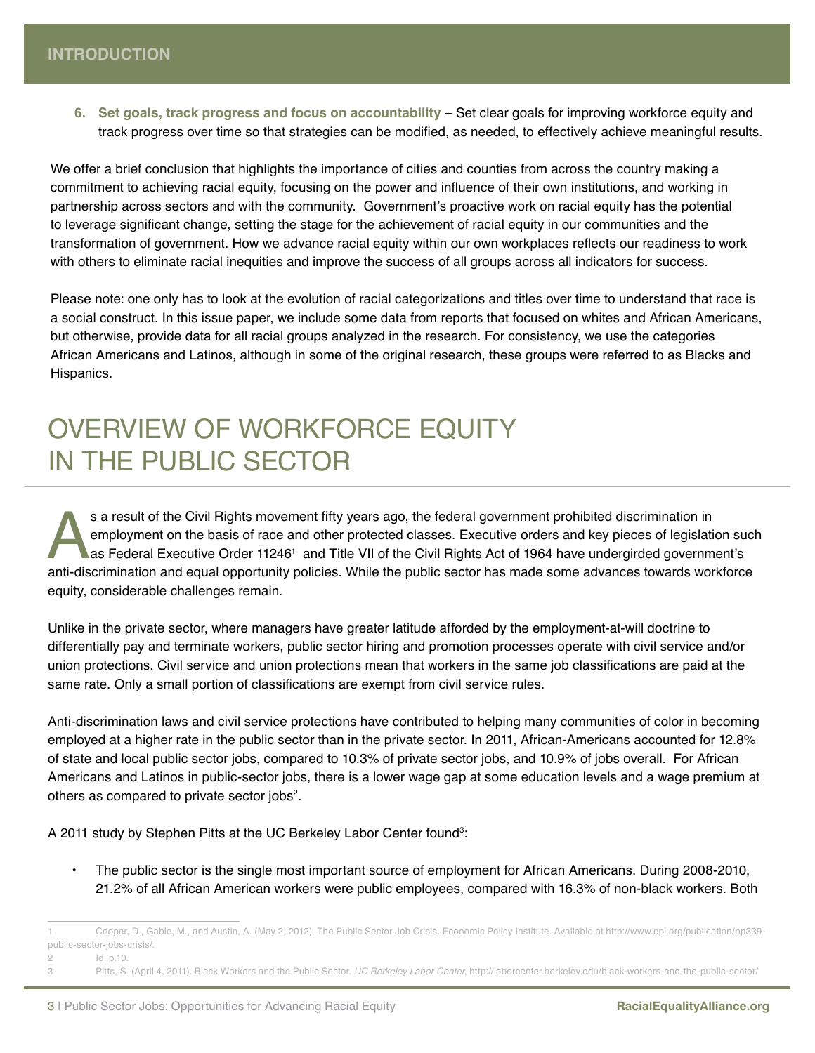6. **Set goals, track progress and focus on accountability** – Set clear goals for improving workforce equity and track progress over time so that strategies can be modified, as needed, to effectively achieve meaningful results.

We offer a brief conclusion that highlights the importance of cities and counties from across the country making a commitment to achieving racial equity, focusing on the power and influence of their own institutions, and working in partnership across sectors and with the community. Government's proactive work on racial equity has the potential to leverage significant change, setting the stage for the achievement of racial equity in our communities and the transformation of government. How we advance racial equity within our own workplaces reflects our readiness to work with others to eliminate racial inequities and improve the success of all groups across all indicators for success.

Please note: one only has to look at the evolution of racial categorizations and titles over time to understand that race is a social construct. In this issue paper, we include some data from reports that focused on whites and African Americans, but otherwise, provide data for all racial groups analyzed in the research. For consistency, we use the categories African Americans and Latinos, although in some of the original research, these groups were referred to as Blacks and Hispanics.

# OVERVIEW OF WORKFORCE EQUITY IN THE PUBLIC SECTOR

As a result of the Civil Rights movement fifty years ago, the federal government prohibited discrimination in employment on the basis of race and other protected classes. Executive orders and key pieces of legislation such as Federal Executive Order 11246[1] and Title VII of the Civil Rights Act of 1964 have undergirded government's anti-discrimination and equal opportunity policies. While the public sector has made some advances towards workforce equity, considerable challenges remain.

Unlike in the private sector, where managers have greater latitude afforded by the employment-at-will doctrine to differentially pay and terminate workers, public sector hiring and promotion processes operate with civil service and/or union protections. Civil service and union protections mean that workers in the same job classifications are paid at the same rate. Only a small portion of classifications are exempt from civil service rules.

Anti-discrimination laws and civil service protections have contributed to helping many communities of color in becoming employed at a higher rate in the public sector than in the private sector. In 2011, African-Americans accounted for 12.8% of state and local public sector jobs, compared to 10.3% of private sector jobs, and 10.9% of jobs overall. For African Americans and Latinos in public-sector jobs, there is a lower wage gap at some education levels and a wage premium at others as compared to private sector jobs[2].

A 2011 study by Stephen Pitts at the UC Berkeley Labor Center found[3]:

- The public sector is the single most important source of employment for African Americans. During 2008-2010, 21.2% of all African American workers were public employees, compared with 16.3% of non-black workers. Both

---

1 Cooper, D., Gable, M., and Austin, A. (May 2, 2012). The Public Sector Job Crisis. Economic Policy Institute. Available at http://www.epi.org/publication/bp339-public-sector-jobs-crisis/.

2 Id. p.10.

3 Pitts, S. (April 4, 2011). Black Workers and the Public Sector. *UC Berkeley Labor Center*, http://laborcenter.berkeley.edu/black-workers-and-the-public-sector/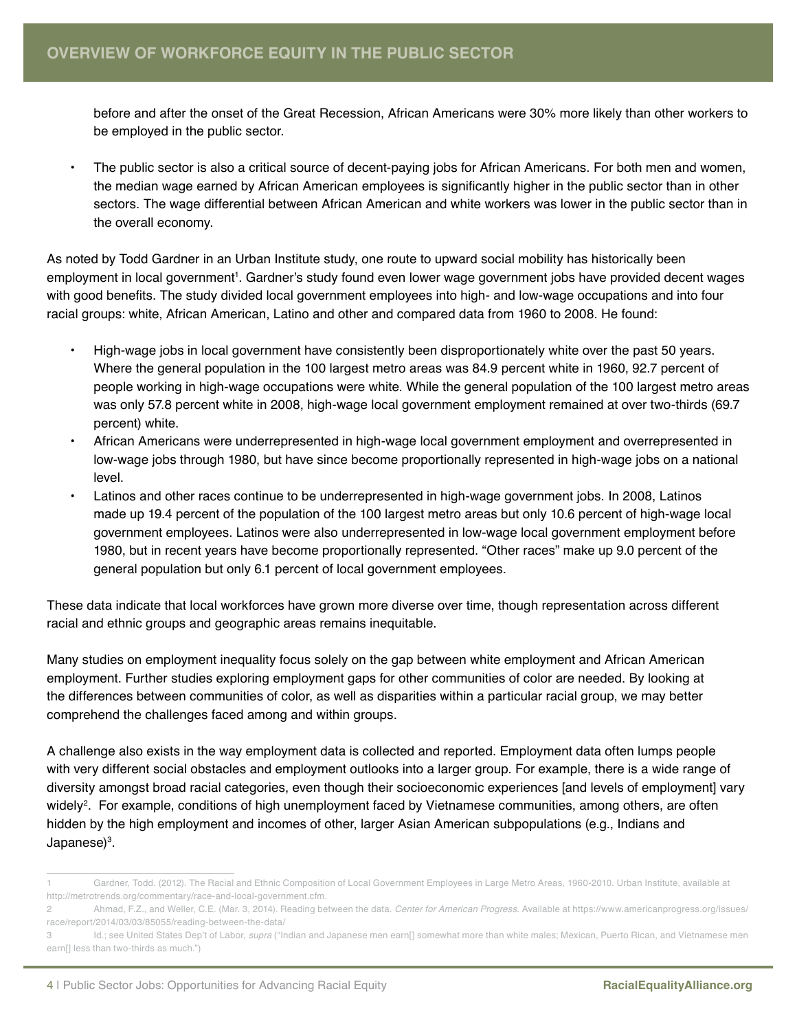before and after the onset of the Great Recession, African Americans were 30% more likely than other workers to be employed in the public sector.

- The public sector is also a critical source of decent-paying jobs for African Americans. For both men and women, the median wage earned by African American employees is significantly higher in the public sector than in other sectors. The wage differential between African American and white workers was lower in the public sector than in the overall economy.

As noted by Todd Gardner in an Urban Institute study, one route to upward social mobility has historically been employment in local government[1]. Gardner's study found even lower wage government jobs have provided decent wages with good benefits. The study divided local government employees into high- and low-wage occupations and into four racial groups: white, African American, Latino and other and compared data from 1960 to 2008. He found:

- High-wage jobs in local government have consistently been disproportionately white over the past 50 years. Where the general population in the 100 largest metro areas was 84.9 percent white in 1960, 92.7 percent of people working in high-wage occupations were white. While the general population of the 100 largest metro areas was only 57.8 percent white in 2008, high-wage local government employment remained at over two-thirds (69.7 percent) white.
- African Americans were underrepresented in high-wage local government employment and overrepresented in low-wage jobs through 1980, but have since become proportionally represented in high-wage jobs on a national level.
- Latinos and other races continue to be underrepresented in high-wage government jobs. In 2008, Latinos made up 19.4 percent of the population of the 100 largest metro areas but only 10.6 percent of high-wage local government employees. Latinos were also underrepresented in low-wage local government employment before 1980, but in recent years have become proportionally represented. "Other races" make up 9.0 percent of the general population but only 6.1 percent of local government employees.

These data indicate that local workforces have grown more diverse over time, though representation across different racial and ethnic groups and geographic areas remains inequitable.

Many studies on employment inequality focus solely on the gap between white employment and African American employment. Further studies exploring employment gaps for other communities of color are needed. By looking at the differences between communities of color, as well as disparities within a particular racial group, we may better comprehend the challenges faced among and within groups.

A challenge also exists in the way employment data is collected and reported. Employment data often lumps people with very different social obstacles and employment outlooks into a larger group. For example, there is a wide range of diversity amongst broad racial categories, even though their socioeconomic experiences [and levels of employment] vary widely[2]. For example, conditions of high unemployment faced by Vietnamese communities, among others, are often hidden by the high employment and incomes of other, larger Asian American subpopulations (e.g., Indians and Japanese)[3].

---

1 Gardner, Todd. (2012). The Racial and Ethnic Composition of Local Government Employees in Large Metro Areas, 1960-2010. Urban Institute, available at http://metrotrends.org/commentary/race-and-local-government.cfm.

2 Ahmad, F.Z., and Weller, C.E. (Mar. 3, 2014). Reading between the data. *Center for American Progress.* Available at https://www.americanprogress.org/issues/race/report/2014/03/03/85055/reading-between-the-data/

3 Id.; see United States Dep't of Labor, *supra* ("Indian and Japanese men earn[] somewhat more than white males; Mexican, Puerto Rican, and Vietnamese men earn[] less than two-thirds as much.")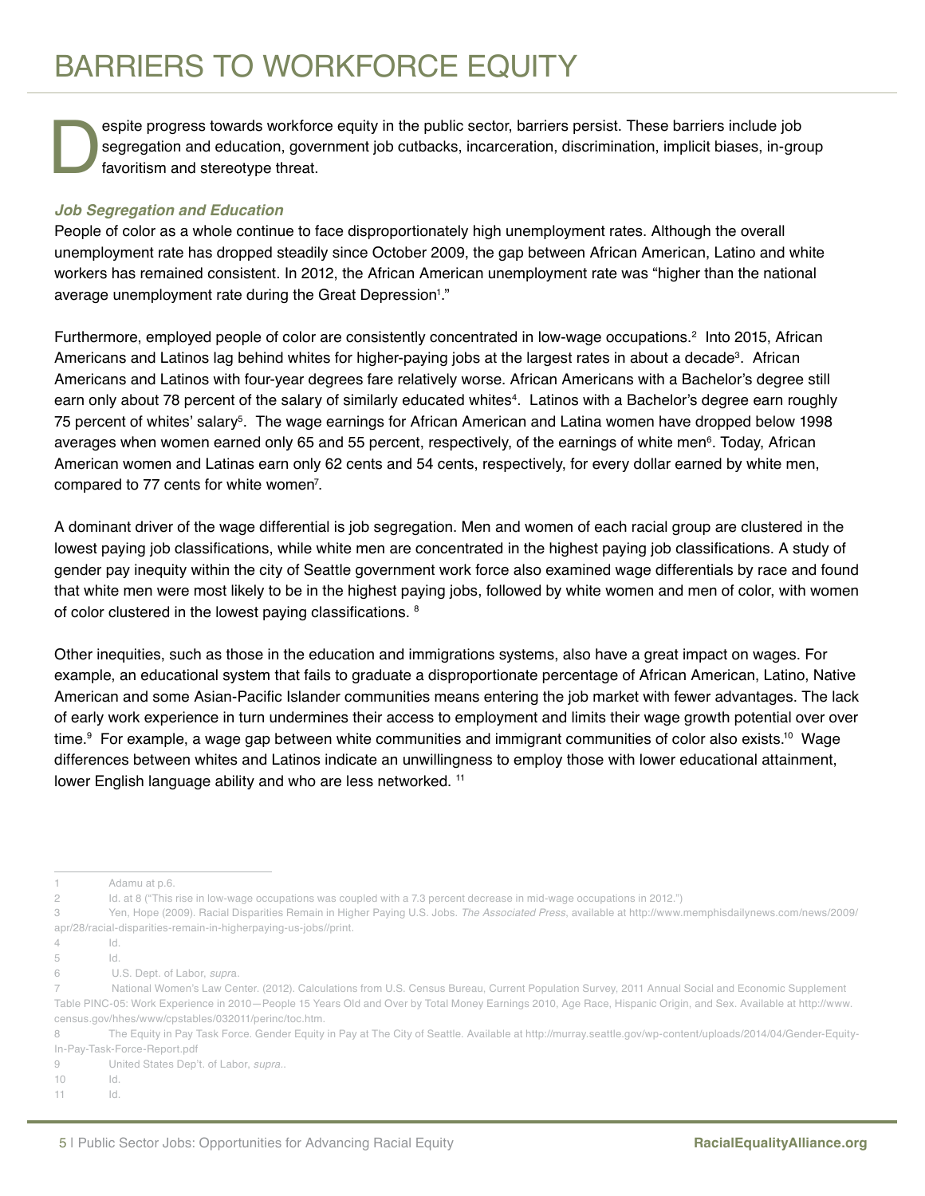# BARRIERS TO WORKFORCE EQUITY

Despite progress towards workforce equity in the public sector, barriers persist. These barriers include job segregation and education, government job cutbacks, incarceration, discrimination, implicit biases, in-group favoritism and stereotype threat.

### *Job Segregation and Education*

People of color as a whole continue to face disproportionately high unemployment rates. Although the overall unemployment rate has dropped steadily since October 2009, the gap between African American, Latino and white workers has remained consistent. In 2012, the African American unemployment rate was "higher than the national average unemployment rate during the Great Depression[1]."

Furthermore, employed people of color are consistently concentrated in low-wage occupations.[2] Into 2015, African Americans and Latinos lag behind whites for higher-paying jobs at the largest rates in about a decade[3]. African Americans and Latinos with four-year degrees fare relatively worse. African Americans with a Bachelor's degree still earn only about 78 percent of the salary of similarly educated whites[4]. Latinos with a Bachelor's degree earn roughly 75 percent of whites' salary[5]. The wage earnings for African American and Latina women have dropped below 1998 averages when women earned only 65 and 55 percent, respectively, of the earnings of white men[6]. Today, African American women and Latinas earn only 62 cents and 54 cents, respectively, for every dollar earned by white men, compared to 77 cents for white women[7].

A dominant driver of the wage differential is job segregation. Men and women of each racial group are clustered in the lowest paying job classifications, while white men are concentrated in the highest paying job classifications. A study of gender pay inequity within the city of Seattle government work force also examined wage differentials by race and found that white men were most likely to be in the highest paying jobs, followed by white women and men of color, with women of color clustered in the lowest paying classifications.[8]

Other inequities, such as those in the education and immigrations systems, also have a great impact on wages. For example, an educational system that fails to graduate a disproportionate percentage of African American, Latino, Native American and some Asian-Pacific Islander communities means entering the job market with fewer advantages. The lack of early work experience in turn undermines their access to employment and limits their wage growth potential over over time.[9] For example, a wage gap between white communities and immigrant communities of color also exists.[10] Wage differences between whites and Latinos indicate an unwillingness to employ those with lower educational attainment, lower English language ability and who are less networked.[11]

---

1 Adamu at p.6.

2 Id. at 8 ("This rise in low-wage occupations was coupled with a 7.3 percent decrease in mid-wage occupations in 2012.")

3 Yen, Hope (2009). Racial Disparities Remain in Higher Paying U.S. Jobs. *The Associated Press*, available at http://www.memphisdailynews.com/news/2009/apr/28/racial-disparities-remain-in-higherpaying-us-jobs//print.

4 Id.

5 Id.

6 U.S. Dept. of Labor, *supra*.

7 National Women's Law Center. (2012). Calculations from U.S. Census Bureau, Current Population Survey, 2011 Annual Social and Economic Supplement Table PINC-05: Work Experience in 2010—People 15 Years Old and Over by Total Money Earnings 2010, Age Race, Hispanic Origin, and Sex. Available at http://www.census.gov/hhes/www/cpstables/032011/perinc/toc.htm.

8 The Equity in Pay Task Force. Gender Equity in Pay at The City of Seattle. Available at http://murray.seattle.gov/wp-content/uploads/2014/04/Gender-Equity-In-Pay-Task-Force-Report.pdf

9 United States Dep't. of Labor, *supra*..

10 Id.

11 Id.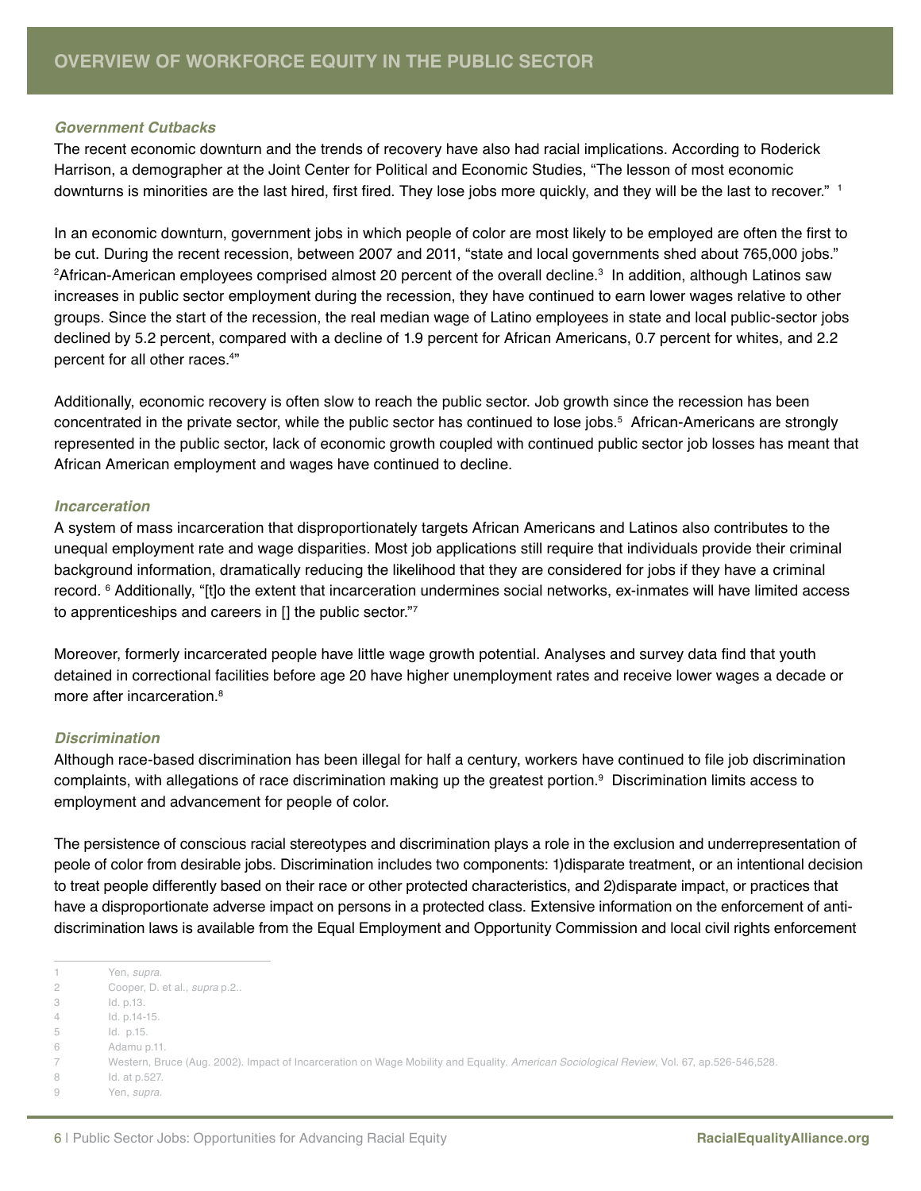# OVERVIEW OF WORKFORCE EQUITY IN THE PUBLIC SECTOR

### *Government Cutbacks*

The recent economic downturn and the trends of recovery have also had racial implications. According to Roderick Harrison, a demographer at the Joint Center for Political and Economic Studies, "The lesson of most economic downturns is minorities are the last hired, first fired. They lose jobs more quickly, and they will be the last to recover." [1]

In an economic downturn, government jobs in which people of color are most likely to be employed are often the first to be cut. During the recent recession, between 2007 and 2011, "state and local governments shed about 765,000 jobs." [2]African-American employees comprised almost 20 percent of the overall decline.[3] In addition, although Latinos saw increases in public sector employment during the recession, they have continued to earn lower wages relative to other groups. Since the start of the recession, the real median wage of Latino employees in state and local public-sector jobs declined by 5.2 percent, compared with a decline of 1.9 percent for African Americans, 0.7 percent for whites, and 2.2 percent for all other races.[4]"

Additionally, economic recovery is often slow to reach the public sector. Job growth since the recession has been concentrated in the private sector, while the public sector has continued to lose jobs.[5] African-Americans are strongly represented in the public sector, lack of economic growth coupled with continued public sector job losses has meant that African American employment and wages have continued to decline.

### *Incarceration*

A system of mass incarceration that disproportionately targets African Americans and Latinos also contributes to the unequal employment rate and wage disparities. Most job applications still require that individuals provide their criminal background information, dramatically reducing the likelihood that they are considered for jobs if they have a criminal record. [6] Additionally, "[t]o the extent that incarceration undermines social networks, ex-inmates will have limited access to apprenticeships and careers in [] the public sector."[7]

Moreover, formerly incarcerated people have little wage growth potential. Analyses and survey data find that youth detained in correctional facilities before age 20 have higher unemployment rates and receive lower wages a decade or more after incarceration.[8]

### *Discrimination*

Although race-based discrimination has been illegal for half a century, workers have continued to file job discrimination complaints, with allegations of race discrimination making up the greatest portion.[9] Discrimination limits access to employment and advancement for people of color.

The persistence of conscious racial stereotypes and discrimination plays a role in the exclusion and underrepresentation of peole of color from desirable jobs. Discrimination includes two components: 1)disparate treatment, or an intentional decision to treat people differently based on their race or other protected characteristics, and 2)disparate impact, or practices that have a disproportionate adverse impact on persons in a protected class. Extensive information on the enforcement of anti-discrimination laws is available from the Equal Employment and Opportunity Commission and local civil rights enforcement

---

1 Yen, *supra*.
2 Cooper, D. et al., *supra* p.2..
3 Id. p.13.
4 Id. p.14-15.
5 Id. p.15.
6 Adamu p.11.
7 Western, Bruce (Aug. 2002). Impact of Incarceration on Wage Mobility and Equality. *American Sociological Review*, Vol. 67, ap.526-546,528.
8 Id. at p.527.
9 Yen, *supra*.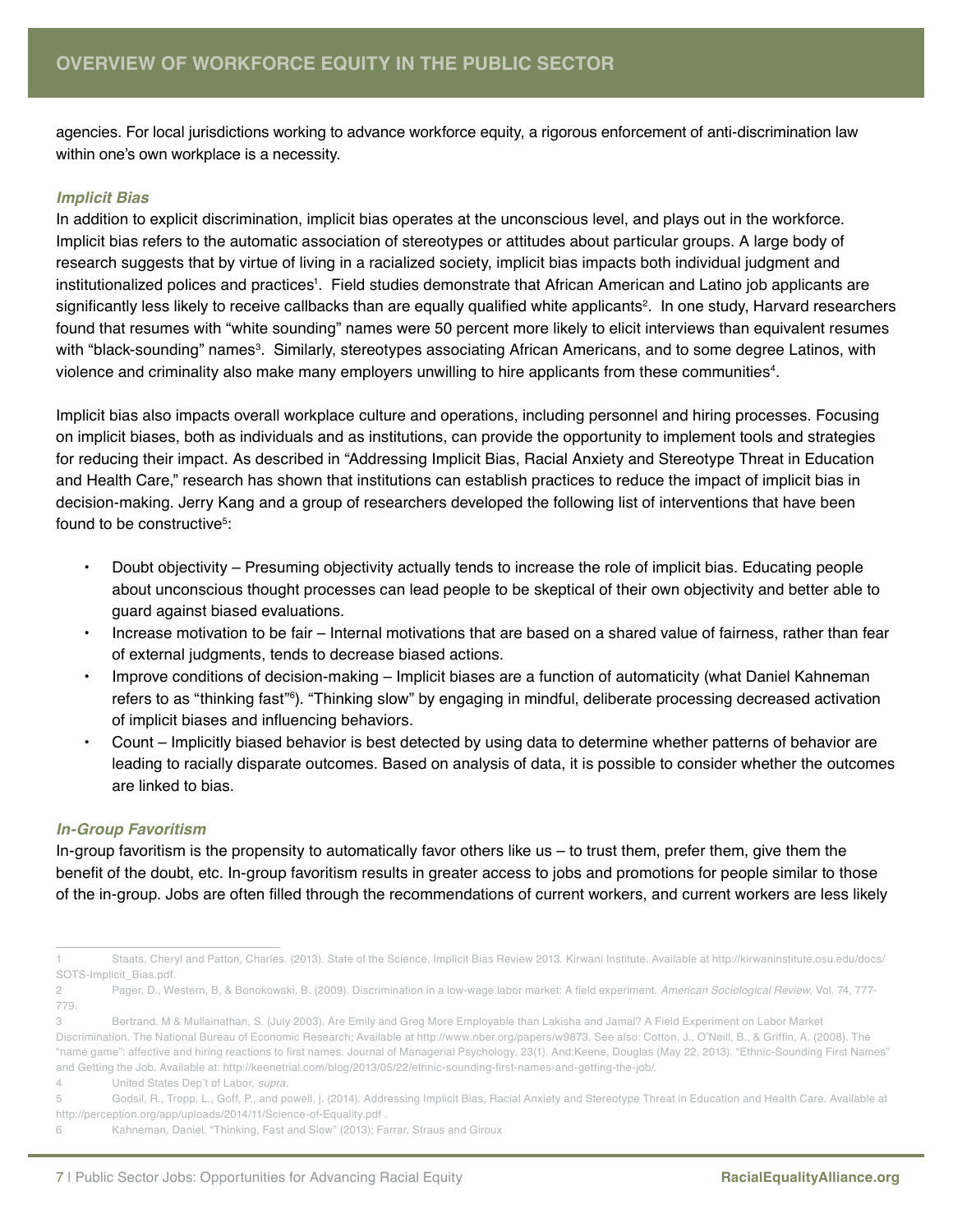agencies. For local jurisdictions working to advance workforce equity, a rigorous enforcement of anti-discrimination law within one's own workplace is a necessity.

### *Implicit Bias*

In addition to explicit discrimination, implicit bias operates at the unconscious level, and plays out in the workforce. Implicit bias refers to the automatic association of stereotypes or attitudes about particular groups. A large body of research suggests that by virtue of living in a racialized society, implicit bias impacts both individual judgment and institutionalized polices and practices[1]. Field studies demonstrate that African American and Latino job applicants are significantly less likely to receive callbacks than are equally qualified white applicants[2]. In one study, Harvard researchers found that resumes with "white sounding" names were 50 percent more likely to elicit interviews than equivalent resumes with "black-sounding" names[3]. Similarly, stereotypes associating African Americans, and to some degree Latinos, with violence and criminality also make many employers unwilling to hire applicants from these communities[4].

Implicit bias also impacts overall workplace culture and operations, including personnel and hiring processes. Focusing on implicit biases, both as individuals and as institutions, can provide the opportunity to implement tools and strategies for reducing their impact. As described in "Addressing Implicit Bias, Racial Anxiety and Stereotype Threat in Education and Health Care," research has shown that institutions can establish practices to reduce the impact of implicit bias in decision-making. Jerry Kang and a group of researchers developed the following list of interventions that have been found to be constructive[5]:

- Doubt objectivity – Presuming objectivity actually tends to increase the role of implicit bias. Educating people about unconscious thought processes can lead people to be skeptical of their own objectivity and better able to guard against biased evaluations.
- Increase motivation to be fair – Internal motivations that are based on a shared value of fairness, rather than fear of external judgments, tends to decrease biased actions.
- Improve conditions of decision-making – Implicit biases are a function of automaticity (what Daniel Kahneman refers to as "thinking fast"[6]). "Thinking slow" by engaging in mindful, deliberate processing decreased activation of implicit biases and influencing behaviors.
- Count – Implicitly biased behavior is best detected by using data to determine whether patterns of behavior are leading to racially disparate outcomes. Based on analysis of data, it is possible to consider whether the outcomes are linked to bias.

### *In-Group Favoritism*

In-group favoritism is the propensity to automatically favor others like us – to trust them, prefer them, give them the benefit of the doubt, etc. In-group favoritism results in greater access to jobs and promotions for people similar to those of the in-group. Jobs are often filled through the recommendations of current workers, and current workers are less likely

---

1 Staats, Cheryl and Patton, Charles. (2013). State of the Science, Implicit Bias Review 2013. Kirwani Institute. Available at http://kirwaninstitute.osu.edu/docs/SOTS-Implicit_Bias.pdf.

2 Pager, D., Western, B, & Bonokowski, B. (2009). Discrimination in a low-wage labor market: A field experiment. *American Sociological Review*, Vol. 74, 777-779.

3 Bertrand. M & Mullainathan, S. (July 2003). Are Emily and Greg More Employable than Lakisha and Jamal? A Field Experiment on Labor Market Discrimination. The National Bureau of Economic Research; Available at http://www.nber.org/papers/w9873. See also: Cotton, J., O'Neill, B., & Griffin, A. (2008). The "name game": affective and hiring reactions to first names. Journal of Managerial Psychology, 23(1). And:Keene, Douglas (May 22, 2013). "Ethnic-Sounding First Names" and Getting the Job. Available at: http://keenetrial.com/blog/2013/05/22/ethnic-sounding-first-names-and-getting-the-job/.

4 United States Dep't of Labor, *supra*.

5 Godsil, R., Tropp, L., Goff, P., and powell, j. (2014). Addressing Implicit Bias, Racial Anxiety and Stereotype Threat in Education and Health Care. Available at http://perception.org/app/uploads/2014/11/Science-of-Equality.pdf .

6 Kahneman, Daniel, "Thinking, Fast and Slow" (2013); Farrar, Straus and Giroux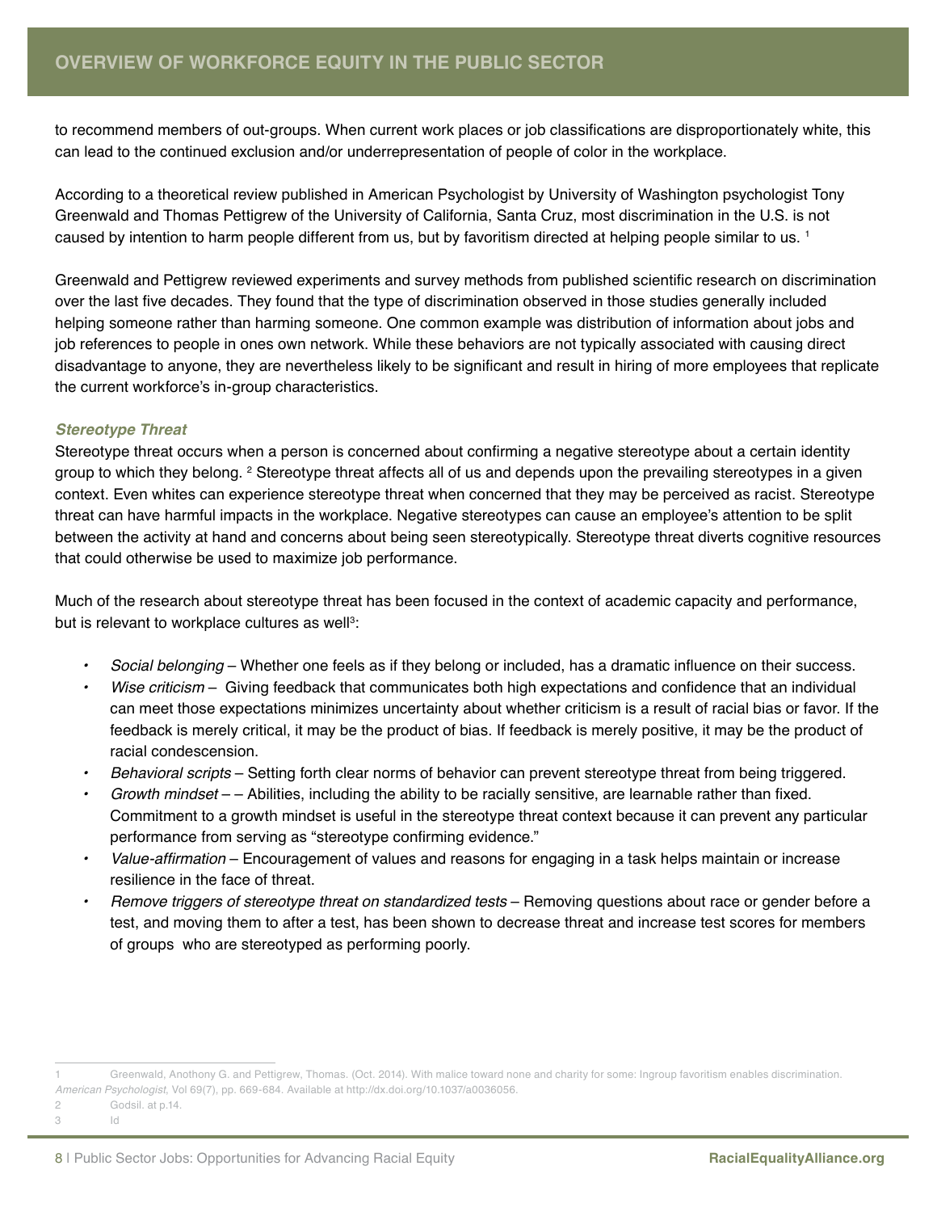to recommend members of out-groups. When current work places or job classifications are disproportionately white, this can lead to the continued exclusion and/or underrepresentation of people of color in the workplace.

According to a theoretical review published in American Psychologist by University of Washington psychologist Tony Greenwald and Thomas Pettigrew of the University of California, Santa Cruz, most discrimination in the U.S. is not caused by intention to harm people different from us, but by favoritism directed at helping people similar to us. [1]

Greenwald and Pettigrew reviewed experiments and survey methods from published scientific research on discrimination over the last five decades. They found that the type of discrimination observed in those studies generally included helping someone rather than harming someone. One common example was distribution of information about jobs and job references to people in ones own network. While these behaviors are not typically associated with causing direct disadvantage to anyone, they are nevertheless likely to be significant and result in hiring of more employees that replicate the current workforce's in-group characteristics.

### *Stereotype Threat*

Stereotype threat occurs when a person is concerned about confirming a negative stereotype about a certain identity group to which they belong. [2] Stereotype threat affects all of us and depends upon the prevailing stereotypes in a given context. Even whites can experience stereotype threat when concerned that they may be perceived as racist. Stereotype threat can have harmful impacts in the workplace. Negative stereotypes can cause an employee's attention to be split between the activity at hand and concerns about being seen stereotypically. Stereotype threat diverts cognitive resources that could otherwise be used to maximize job performance.

Much of the research about stereotype threat has been focused in the context of academic capacity and performance, but is relevant to workplace cultures as well[3]:

- *Social belonging* – Whether one feels as if they belong or included, has a dramatic influence on their success.
- *Wise criticism* – Giving feedback that communicates both high expectations and confidence that an individual can meet those expectations minimizes uncertainty about whether criticism is a result of racial bias or favor. If the feedback is merely critical, it may be the product of bias. If feedback is merely positive, it may be the product of racial condescension.
- *Behavioral scripts* – Setting forth clear norms of behavior can prevent stereotype threat from being triggered.
- *Growth mindset* – – Abilities, including the ability to be racially sensitive, are learnable rather than fixed. Commitment to a growth mindset is useful in the stereotype threat context because it can prevent any particular performance from serving as "stereotype confirming evidence."
- *Value-affirmation* – Encouragement of values and reasons for engaging in a task helps maintain or increase resilience in the face of threat.
- *Remove triggers of stereotype threat on standardized tests* – Removing questions about race or gender before a test, and moving them to after a test, has been shown to decrease threat and increase test scores for members of groups who are stereotyped as performing poorly.

---

1 Greenwald, Anothony G. and Pettigrew, Thomas. (Oct. 2014). With malice toward none and charity for some: Ingroup favoritism enables discrimination. *American Psychologist*, Vol 69(7), pp. 669-684. Available at http://dx.doi.org/10.1037/a0036056.

2 Godsil. at p.14.

3 Id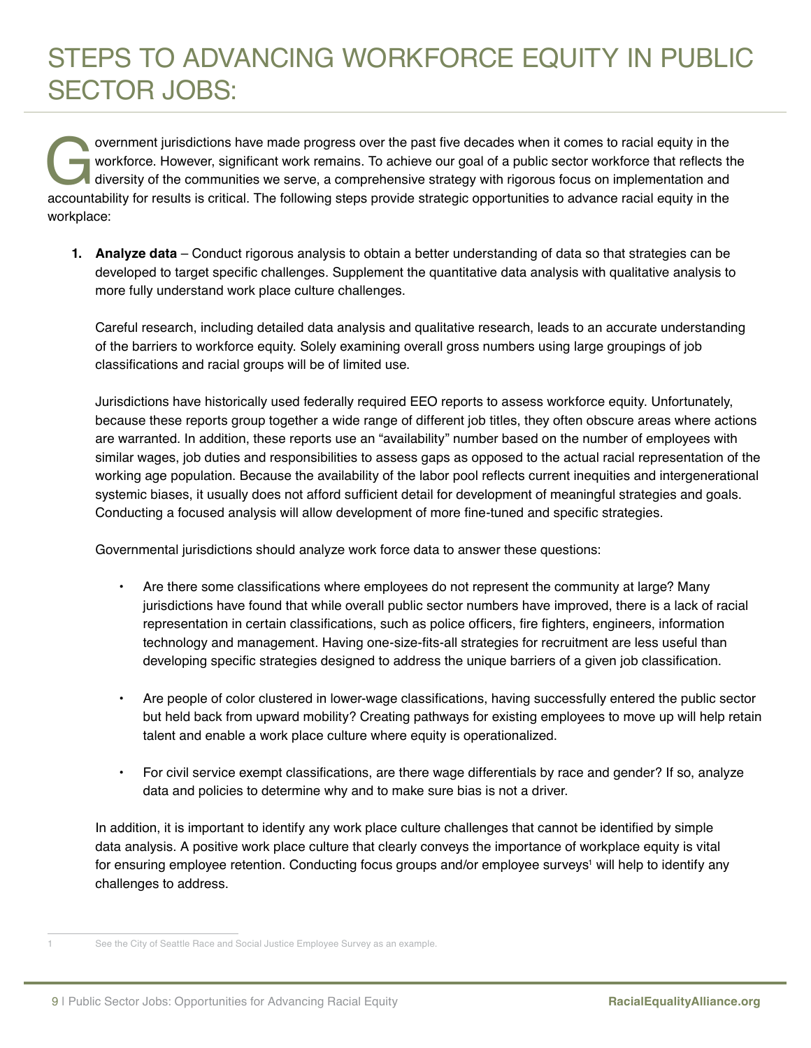# STEPS TO ADVANCING WORKFORCE EQUITY IN PUBLIC SECTOR JOBS:

Government jurisdictions have made progress over the past five decades when it comes to racial equity in the workforce. However, significant work remains. To achieve our goal of a public sector workforce that reflects the diversity of the communities we serve, a comprehensive strategy with rigorous focus on implementation and accountability for results is critical. The following steps provide strategic opportunities to advance racial equity in the workplace:

1. **Analyze data** – Conduct rigorous analysis to obtain a better understanding of data so that strategies can be developed to target specific challenges. Supplement the quantitative data analysis with qualitative analysis to more fully understand work place culture challenges.

   Careful research, including detailed data analysis and qualitative research, leads to an accurate understanding of the barriers to workforce equity. Solely examining overall gross numbers using large groupings of job classifications and racial groups will be of limited use.

   Jurisdictions have historically used federally required EEO reports to assess workforce equity. Unfortunately, because these reports group together a wide range of different job titles, they often obscure areas where actions are warranted. In addition, these reports use an "availability" number based on the number of employees with similar wages, job duties and responsibilities to assess gaps as opposed to the actual racial representation of the working age population. Because the availability of the labor pool reflects current inequities and intergenerational systemic biases, it usually does not afford sufficient detail for development of meaningful strategies and goals. Conducting a focused analysis will allow development of more fine-tuned and specific strategies.

   Governmental jurisdictions should analyze work force data to answer these questions:

   - Are there some classifications where employees do not represent the community at large? Many jurisdictions have found that while overall public sector numbers have improved, there is a lack of racial representation in certain classifications, such as police officers, fire fighters, engineers, information technology and management. Having one-size-fits-all strategies for recruitment are less useful than developing specific strategies designed to address the unique barriers of a given job classification.

   - Are people of color clustered in lower-wage classifications, having successfully entered the public sector but held back from upward mobility? Creating pathways for existing employees to move up will help retain talent and enable a work place culture where equity is operationalized.

   - For civil service exempt classifications, are there wage differentials by race and gender? If so, analyze data and policies to determine why and to make sure bias is not a driver.

   In addition, it is important to identify any work place culture challenges that cannot be identified by simple data analysis. A positive work place culture that clearly conveys the importance of workplace equity is vital for ensuring employee retention. Conducting focus groups and/or employee surveys[1] will help to identify any challenges to address.

---

1 See the City of Seattle Race and Social Justice Employee Survey as an example.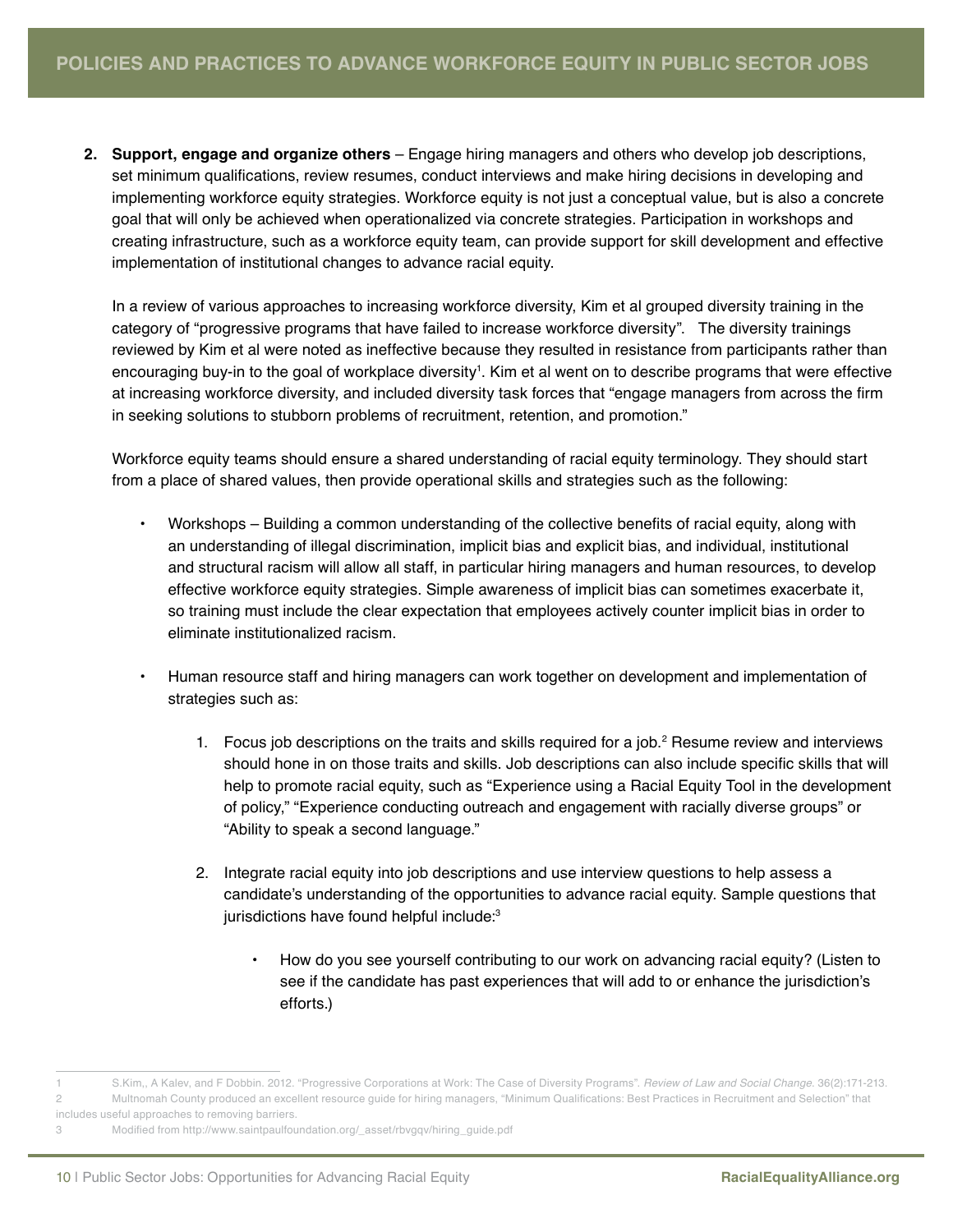## POLICIES AND PRACTICES TO ADVANCE WORKFORCE EQUITY IN PUBLIC SECTOR JOBS

2. **Support, engage and organize others** – Engage hiring managers and others who develop job descriptions, set minimum qualifications, review resumes, conduct interviews and make hiring decisions in developing and implementing workforce equity strategies. Workforce equity is not just a conceptual value, but is also a concrete goal that will only be achieved when operationalized via concrete strategies. Participation in workshops and creating infrastructure, such as a workforce equity team, can provide support for skill development and effective implementation of institutional changes to advance racial equity.

   In a review of various approaches to increasing workforce diversity, Kim et al grouped diversity training in the category of "progressive programs that have failed to increase workforce diversity". The diversity trainings reviewed by Kim et al were noted as ineffective because they resulted in resistance from participants rather than encouraging buy-in to the goal of workplace diversity[1]. Kim et al went on to describe programs that were effective at increasing workforce diversity, and included diversity task forces that "engage managers from across the firm in seeking solutions to stubborn problems of recruitment, retention, and promotion."

   Workforce equity teams should ensure a shared understanding of racial equity terminology. They should start from a place of shared values, then provide operational skills and strategies such as the following:

   - Workshops – Building a common understanding of the collective benefits of racial equity, along with an understanding of illegal discrimination, implicit bias and explicit bias, and individual, institutional and structural racism will allow all staff, in particular hiring managers and human resources, to develop effective workforce equity strategies. Simple awareness of implicit bias can sometimes exacerbate it, so training must include the clear expectation that employees actively counter implicit bias in order to eliminate institutionalized racism.

   - Human resource staff and hiring managers can work together on development and implementation of strategies such as:

     1. Focus job descriptions on the traits and skills required for a job.[2] Resume review and interviews should hone in on those traits and skills. Job descriptions can also include specific skills that will help to promote racial equity, such as "Experience using a Racial Equity Tool in the development of policy," "Experience conducting outreach and engagement with racially diverse groups" or "Ability to speak a second language."

     2. Integrate racial equity into job descriptions and use interview questions to help assess a candidate's understanding of the opportunities to advance racial equity. Sample questions that jurisdictions have found helpful include:[3]

        - How do you see yourself contributing to our work on advancing racial equity? (Listen to see if the candidate has past experiences that will add to or enhance the jurisdiction's efforts.)

---

1 S.Kim,, A Kalev, and F Dobbin. 2012. "Progressive Corporations at Work: The Case of Diversity Programs". *Review of Law and Social Change.* 36(2):171-213.

2 Multnomah County produced an excellent resource guide for hiring managers, "Minimum Qualifications: Best Practices in Recruitment and Selection" that includes useful approaches to removing barriers.

3 Modified from http://www.saintpaulfoundation.org/_asset/rbvgqv/hiring_guide.pdf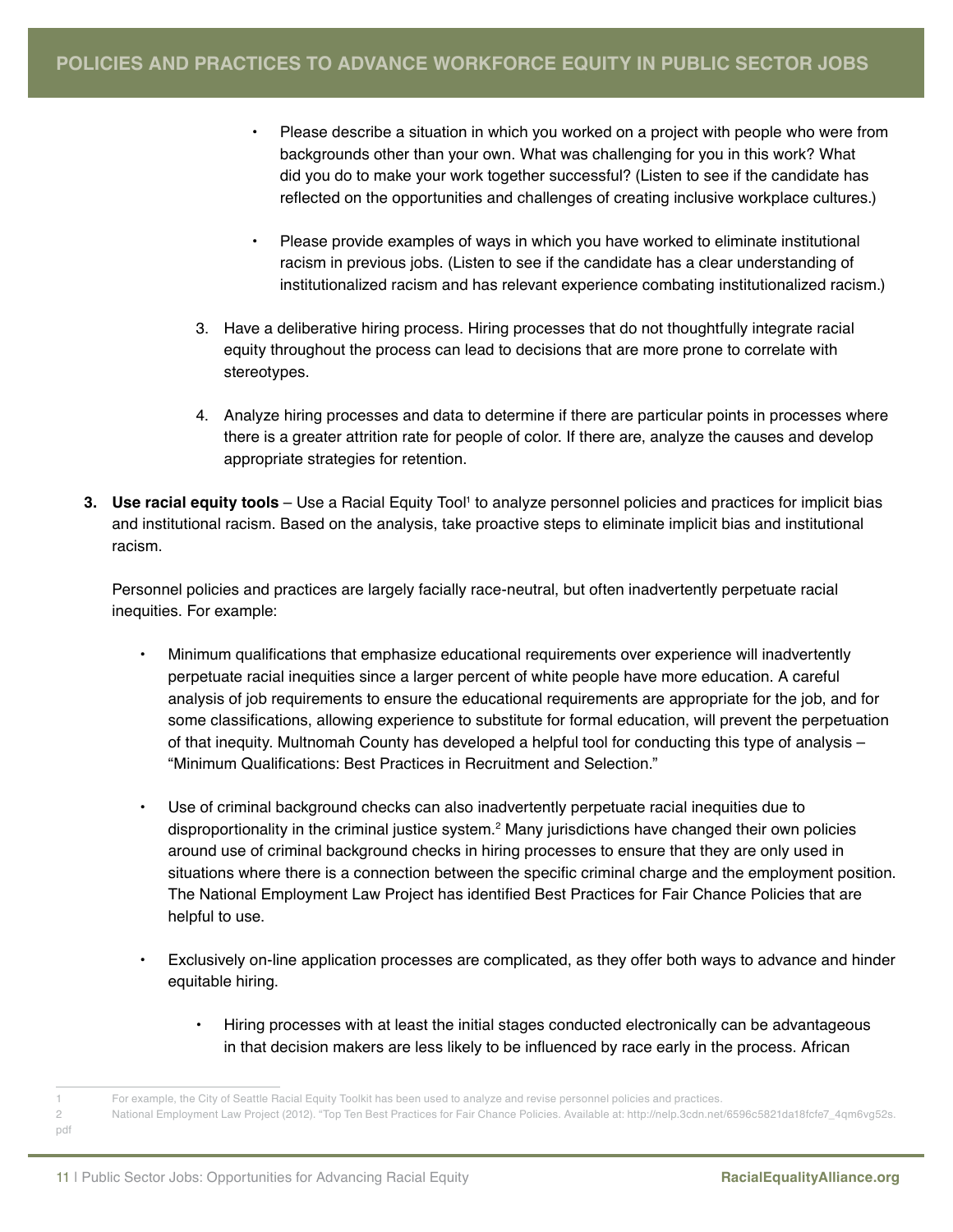- Please describe a situation in which you worked on a project with people who were from backgrounds other than your own. What was challenging for you in this work? What did you do to make your work together successful? (Listen to see if the candidate has reflected on the opportunities and challenges of creating inclusive workplace cultures.)

- Please provide examples of ways in which you have worked to eliminate institutional racism in previous jobs. (Listen to see if the candidate has a clear understanding of institutionalized racism and has relevant experience combating institutionalized racism.)

3. Have a deliberative hiring process. Hiring processes that do not thoughtfully integrate racial equity throughout the process can lead to decisions that are more prone to correlate with stereotypes.

4. Analyze hiring processes and data to determine if there are particular points in processes where there is a greater attrition rate for people of color. If there are, analyze the causes and develop appropriate strategies for retention.

**3. Use racial equity tools** – Use a Racial Equity Tool[1] to analyze personnel policies and practices for implicit bias and institutional racism. Based on the analysis, take proactive steps to eliminate implicit bias and institutional racism.

Personnel policies and practices are largely facially race-neutral, but often inadvertently perpetuate racial inequities. For example:

- Minimum qualifications that emphasize educational requirements over experience will inadvertently perpetuate racial inequities since a larger percent of white people have more education. A careful analysis of job requirements to ensure the educational requirements are appropriate for the job, and for some classifications, allowing experience to substitute for formal education, will prevent the perpetuation of that inequity. Multnomah County has developed a helpful tool for conducting this type of analysis – "Minimum Qualifications: Best Practices in Recruitment and Selection."

- Use of criminal background checks can also inadvertently perpetuate racial inequities due to disproportionality in the criminal justice system.[2] Many jurisdictions have changed their own policies around use of criminal background checks in hiring processes to ensure that they are only used in situations where there is a connection between the specific criminal charge and the employment position. The National Employment Law Project has identified Best Practices for Fair Chance Policies that are helpful to use.

- Exclusively on-line application processes are complicated, as they offer both ways to advance and hinder equitable hiring.
  - Hiring processes with at least the initial stages conducted electronically can be advantageous in that decision makers are less likely to be influenced by race early in the process. African

---

1 For example, the City of Seattle Racial Equity Toolkit has been used to analyze and revise personnel policies and practices.

2 National Employment Law Project (2012). "Top Ten Best Practices for Fair Chance Policies. Available at: http://nelp.3cdn.net/6596c5821da18fcfe7_4qm6vg52s.pdf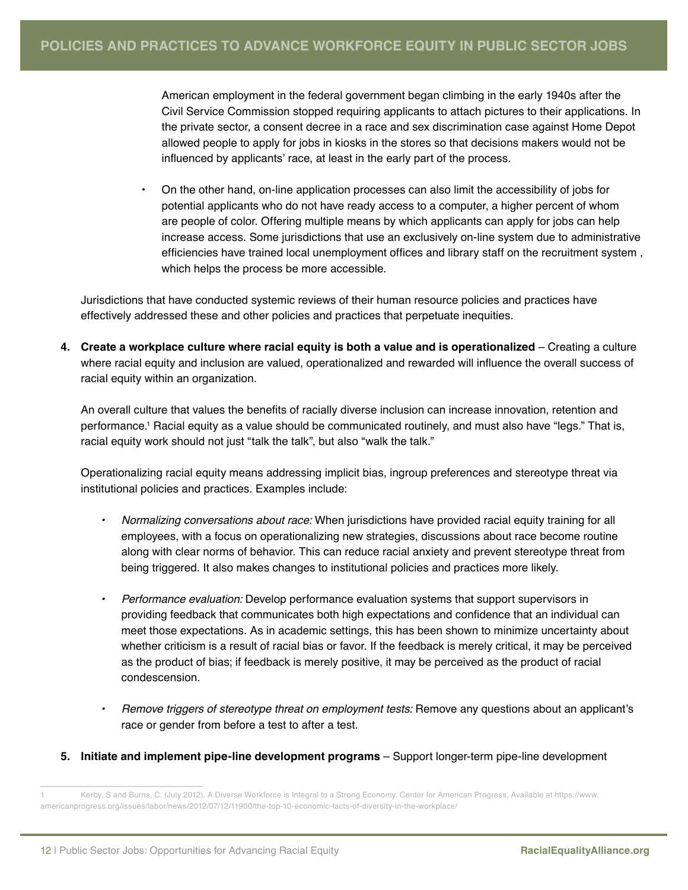American employment in the federal government began climbing in the early 1940s after the Civil Service Commission stopped requiring applicants to attach pictures to their applications. In the private sector, a consent decree in a race and sex discrimination case against Home Depot allowed people to apply for jobs in kiosks in the stores so that decisions makers would not be influenced by applicants' race, at least in the early part of the process.

- On the other hand, on-line application processes can also limit the accessibility of jobs for potential applicants who do not have ready access to a computer, a higher percent of whom are people of color. Offering multiple means by which applicants can apply for jobs can help increase access. Some jurisdictions that use an exclusively on-line system due to administrative efficiencies have trained local unemployment offices and library staff on the recruitment system , which helps the process be more accessible.

Jurisdictions that have conducted systemic reviews of their human resource policies and practices have effectively addressed these and other policies and practices that perpetuate inequities.

4. **Create a workplace culture where racial equity is both a value and is operationalized** – Creating a culture where racial equity and inclusion are valued, operationalized and rewarded will influence the overall success of racial equity within an organization.

   An overall culture that values the benefits of racially diverse inclusion can increase innovation, retention and performance.[1] Racial equity as a value should be communicated routinely, and must also have "legs." That is, racial equity work should not just "talk the talk", but also "walk the talk."

   Operationalizing racial equity means addressing implicit bias, ingroup preferences and stereotype threat via institutional policies and practices. Examples include:

   - *Normalizing conversations about race:* When jurisdictions have provided racial equity training for all employees, with a focus on operationalizing new strategies, discussions about race become routine along with clear norms of behavior. This can reduce racial anxiety and prevent stereotype threat from being triggered. It also makes changes to institutional policies and practices more likely.
   - *Performance evaluation:* Develop performance evaluation systems that support supervisors in providing feedback that communicates both high expectations and confidence that an individual can meet those expectations. As in academic settings, this has been shown to minimize uncertainty about whether criticism is a result of racial bias or favor. If the feedback is merely critical, it may be perceived as the product of bias; if feedback is merely positive, it may be perceived as the product of racial condescension.
   - *Remove triggers of stereotype threat on employment tests:* Remove any questions about an applicant's race or gender from before a test to after a test.

5. **Initiate and implement pipe-line development programs** – Support longer-term pipe-line development

---

1 Kerby, S and Burns, C. (July 2012). A Diverse Workforce is Integral to a Strong Economy. Center for American Progress, Available at https://www.americanprogress.org/issues/labor/news/2012/07/12/11900/the-top-10-economic-facts-of-diversity-in-the-workplace/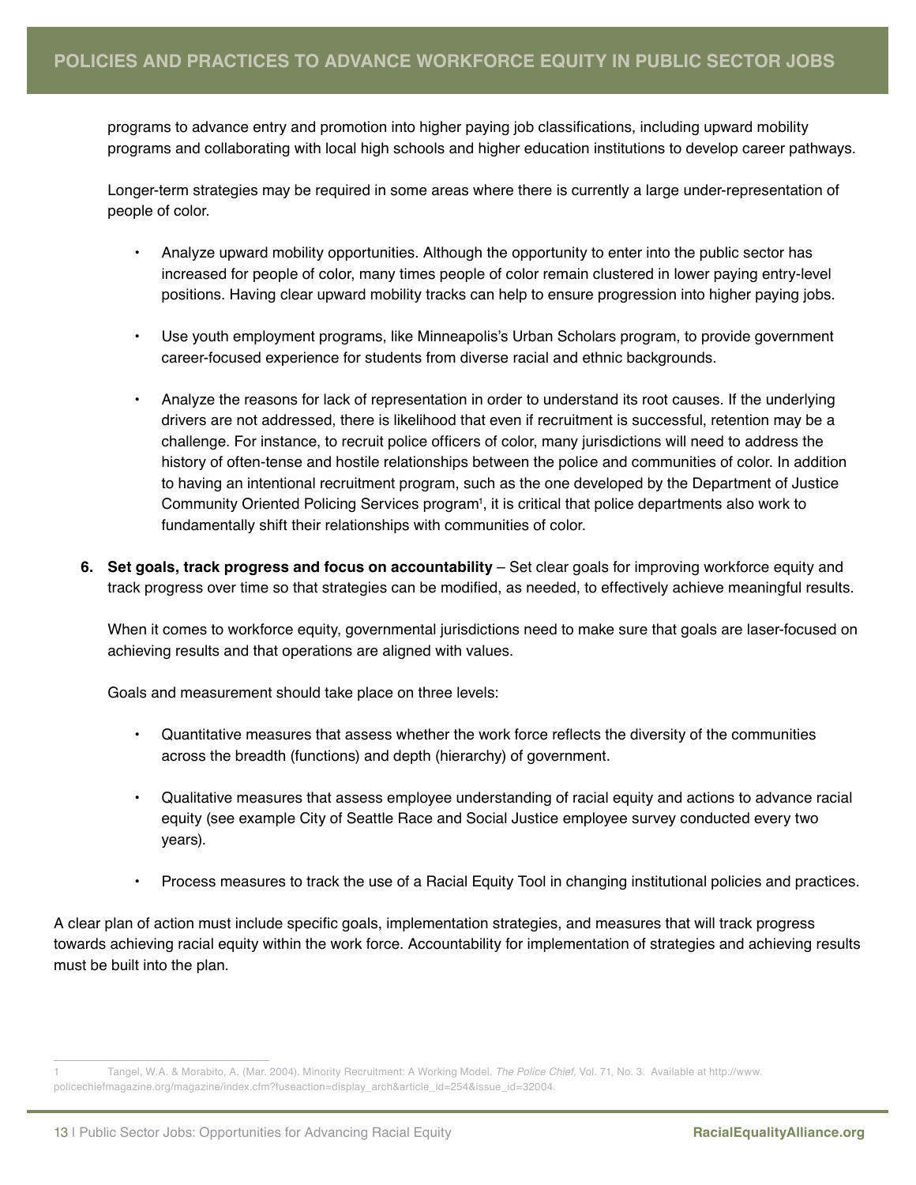programs to advance entry and promotion into higher paying job classifications, including upward mobility programs and collaborating with local high schools and higher education institutions to develop career pathways.

Longer-term strategies may be required in some areas where there is currently a large under-representation of people of color.

- Analyze upward mobility opportunities. Although the opportunity to enter into the public sector has increased for people of color, many times people of color remain clustered in lower paying entry-level positions. Having clear upward mobility tracks can help to ensure progression into higher paying jobs.

- Use youth employment programs, like Minneapolis's Urban Scholars program, to provide government career-focused experience for students from diverse racial and ethnic backgrounds.

- Analyze the reasons for lack of representation in order to understand its root causes. If the underlying drivers are not addressed, there is likelihood that even if recruitment is successful, retention may be a challenge. For instance, to recruit police officers of color, many jurisdictions will need to address the history of often-tense and hostile relationships between the police and communities of color. In addition to having an intentional recruitment program, such as the one developed by the Department of Justice Community Oriented Policing Services program[1], it is critical that police departments also work to fundamentally shift their relationships with communities of color.

6. **Set goals, track progress and focus on accountability** – Set clear goals for improving workforce equity and track progress over time so that strategies can be modified, as needed, to effectively achieve meaningful results.

   When it comes to workforce equity, governmental jurisdictions need to make sure that goals are laser-focused on achieving results and that operations are aligned with values.

   Goals and measurement should take place on three levels:

   - Quantitative measures that assess whether the work force reflects the diversity of the communities across the breadth (functions) and depth (hierarchy) of government.

   - Qualitative measures that assess employee understanding of racial equity and actions to advance racial equity (see example City of Seattle Race and Social Justice employee survey conducted every two years).

   - Process measures to track the use of a Racial Equity Tool in changing institutional policies and practices.

A clear plan of action must include specific goals, implementation strategies, and measures that will track progress towards achieving racial equity within the work force. Accountability for implementation of strategies and achieving results must be built into the plan.

---

1 Tangel, W.A. & Morabito, A. (Mar. 2004). Minority Recruitment: A Working Model. *The Police Chief,* Vol. 71, No. 3. Available at http://www.policechiefmagazine.org/magazine/index.cfm?fuseaction=display_arch&article_id=254&issue_id=32004.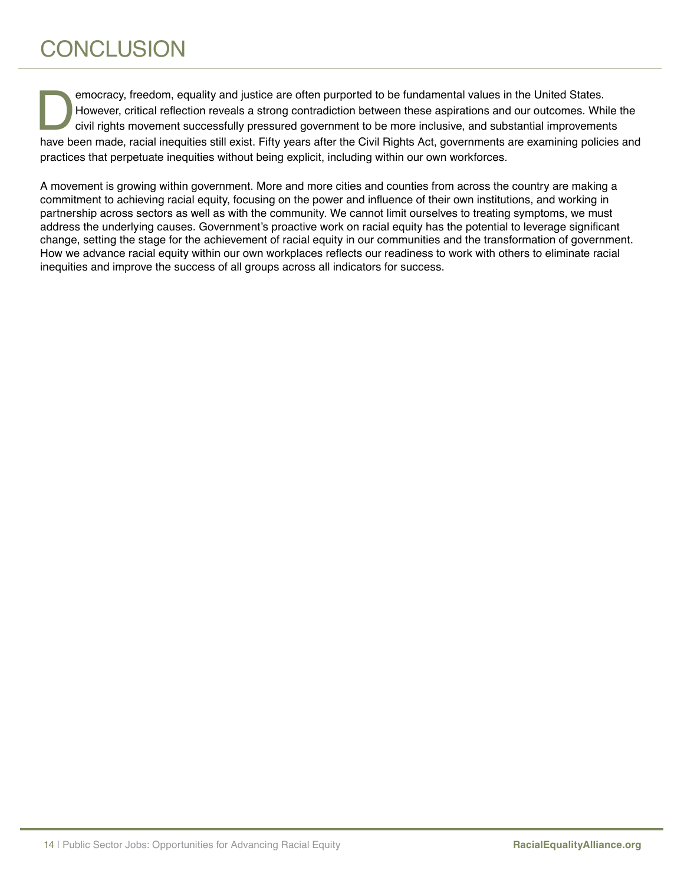# CONCLUSION

Democracy, freedom, equality and justice are often purported to be fundamental values in the United States. However, critical reflection reveals a strong contradiction between these aspirations and our outcomes. While the civil rights movement successfully pressured government to be more inclusive, and substantial improvements have been made, racial inequities still exist. Fifty years after the Civil Rights Act, governments are examining policies and practices that perpetuate inequities without being explicit, including within our own workforces.

A movement is growing within government. More and more cities and counties from across the country are making a commitment to achieving racial equity, focusing on the power and influence of their own institutions, and working in partnership across sectors as well as with the community. We cannot limit ourselves to treating symptoms, we must address the underlying causes. Government's proactive work on racial equity has the potential to leverage significant change, setting the stage for the achievement of racial equity in our communities and the transformation of government. How we advance racial equity within our own workplaces reflects our readiness to work with others to eliminate racial inequities and improve the success of all groups across all indicators for success.